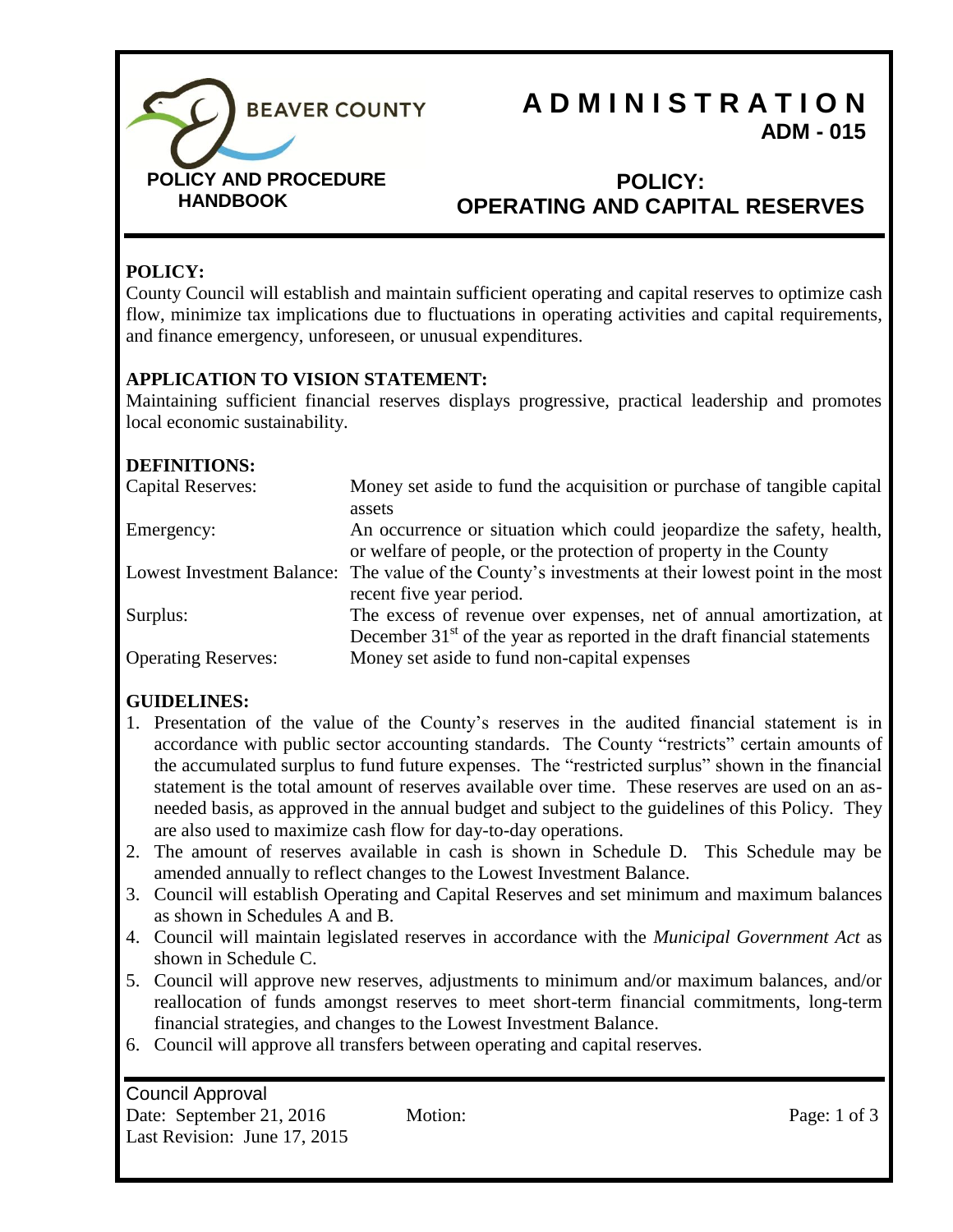# ADMINISTRATION

**ADM - 015**

**BEAVER COUNTY**

**POLICY AND PROCEDURE HANDBOOK**

## POLICY: OPERATING AND CAPITAL RESERVES

### POLICY:

County Council will establish and maintain sufficient operating and capital reserves to optimize cash flow, minimize tax implications due to fluctuations in operating activities and capital requirements, and finance emergency, unforeseen, or unusual expenditures.

### APPLICATION TO VISION STATEMENT:

Maintaining sufficient financial reserves displays progressive, practical leadership and promotes local economic sustainability.

### DEFINITIONS:

| | |
|---|---|
| Capital Reserves: | Money set aside to fund the acquisition or purchase of tangible capital assets |
| Emergency: | An occurrence or situation which could jeopardize the safety, health, or welfare of people, or the protection of property in the County |
| Lowest Investment Balance: | The value of the County's investments at their lowest point in the most recent five year period. |
| Surplus: | The excess of revenue over expenses, net of annual amortization, at December 31st of the year as reported in the draft financial statements |
| Operating Reserves: | Money set aside to fund non-capital expenses |

### GUIDELINES:

1. Presentation of the value of the County's reserves in the audited financial statement is in accordance with public sector accounting standards. The County "restricts" certain amounts of the accumulated surplus to fund future expenses. The "restricted surplus" shown in the financial statement is the total amount of reserves available over time. These reserves are used on an as-needed basis, as approved in the annual budget and subject to the guidelines of this Policy. They are also used to maximize cash flow for day-to-day operations.
2. The amount of reserves available in cash is shown in Schedule D. This Schedule may be amended annually to reflect changes to the Lowest Investment Balance.
3. Council will establish Operating and Capital Reserves and set minimum and maximum balances as shown in Schedules A and B.
4. Council will maintain legislated reserves in accordance with the *Municipal Government Act* as shown in Schedule C.
5. Council will approve new reserves, adjustments to minimum and/or maximum balances, and/or reallocation of funds amongst reserves to meet short-term financial commitments, long-term financial strategies, and changes to the Lowest Investment Balance.
6. Council will approve all transfers between operating and capital reserves.

Council Approval
Date: September 21, 2016 Motion:
Last Revision: June 17, 2015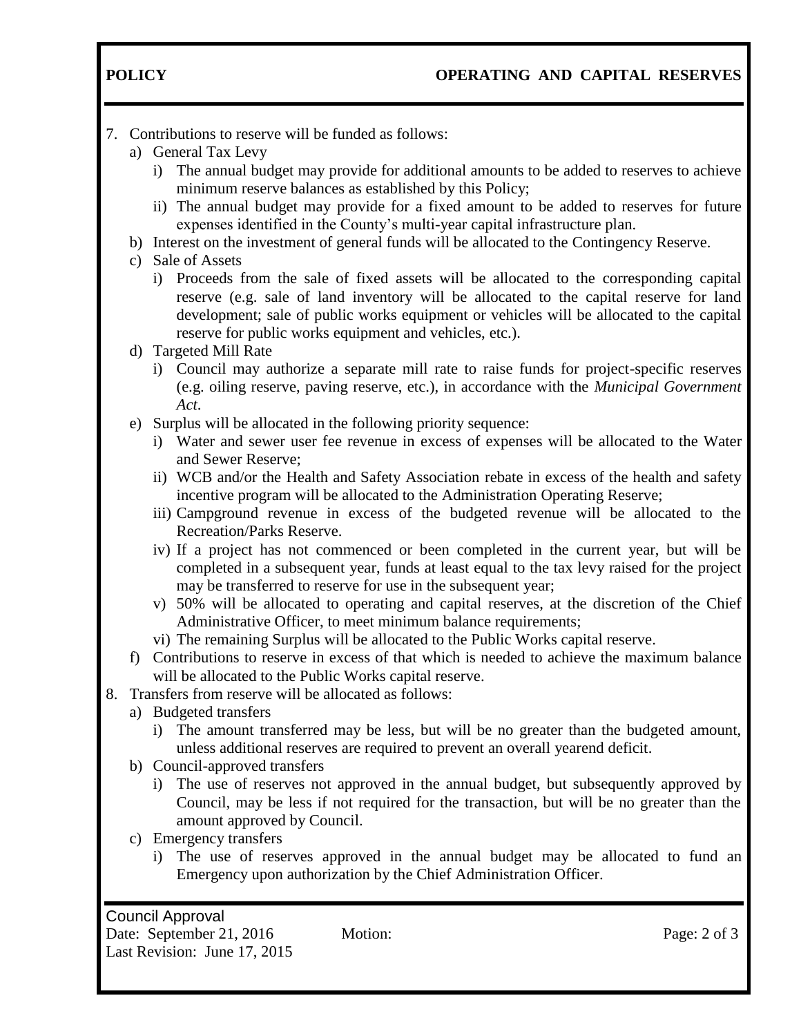7. Contributions to reserve will be funded as follows:
   a) General Tax Levy
      i) The annual budget may provide for additional amounts to be added to reserves to achieve minimum reserve balances as established by this Policy;
      ii) The annual budget may provide for a fixed amount to be added to reserves for future expenses identified in the County's multi-year capital infrastructure plan.
   b) Interest on the investment of general funds will be allocated to the Contingency Reserve.
   c) Sale of Assets
      i) Proceeds from the sale of fixed assets will be allocated to the corresponding capital reserve (e.g. sale of land inventory will be allocated to the capital reserve for land development; sale of public works equipment or vehicles will be allocated to the capital reserve for public works equipment and vehicles, etc.).
   d) Targeted Mill Rate
      i) Council may authorize a separate mill rate to raise funds for project-specific reserves (e.g. oiling reserve, paving reserve, etc.), in accordance with the *Municipal Government Act*.
   e) Surplus will be allocated in the following priority sequence:
      i) Water and sewer user fee revenue in excess of expenses will be allocated to the Water and Sewer Reserve;
      ii) WCB and/or the Health and Safety Association rebate in excess of the health and safety incentive program will be allocated to the Administration Operating Reserve;
      iii) Campground revenue in excess of the budgeted revenue will be allocated to the Recreation/Parks Reserve.
      iv) If a project has not commenced or been completed in the current year, but will be completed in a subsequent year, funds at least equal to the tax levy raised for the project may be transferred to reserve for use in the subsequent year;
      v) 50% will be allocated to operating and capital reserves, at the discretion of the Chief Administrative Officer, to meet minimum balance requirements;
      vi) The remaining Surplus will be allocated to the Public Works capital reserve.
   f) Contributions to reserve in excess of that which is needed to achieve the maximum balance will be allocated to the Public Works capital reserve.
8. Transfers from reserve will be allocated as follows:
   a) Budgeted transfers
      i) The amount transferred may be less, but will be no greater than the budgeted amount, unless additional reserves are required to prevent an overall yearend deficit.
   b) Council-approved transfers
      i) The use of reserves not approved in the annual budget, but subsequently approved by Council, may be less if not required for the transaction, but will be no greater than the amount approved by Council.
   c) Emergency transfers
      i) The use of reserves approved in the annual budget may be allocated to fund an Emergency upon authorization by the Chief Administration Officer.

Council Approval
Date: September 21, 2016 Motion:
Last Revision: June 17, 2015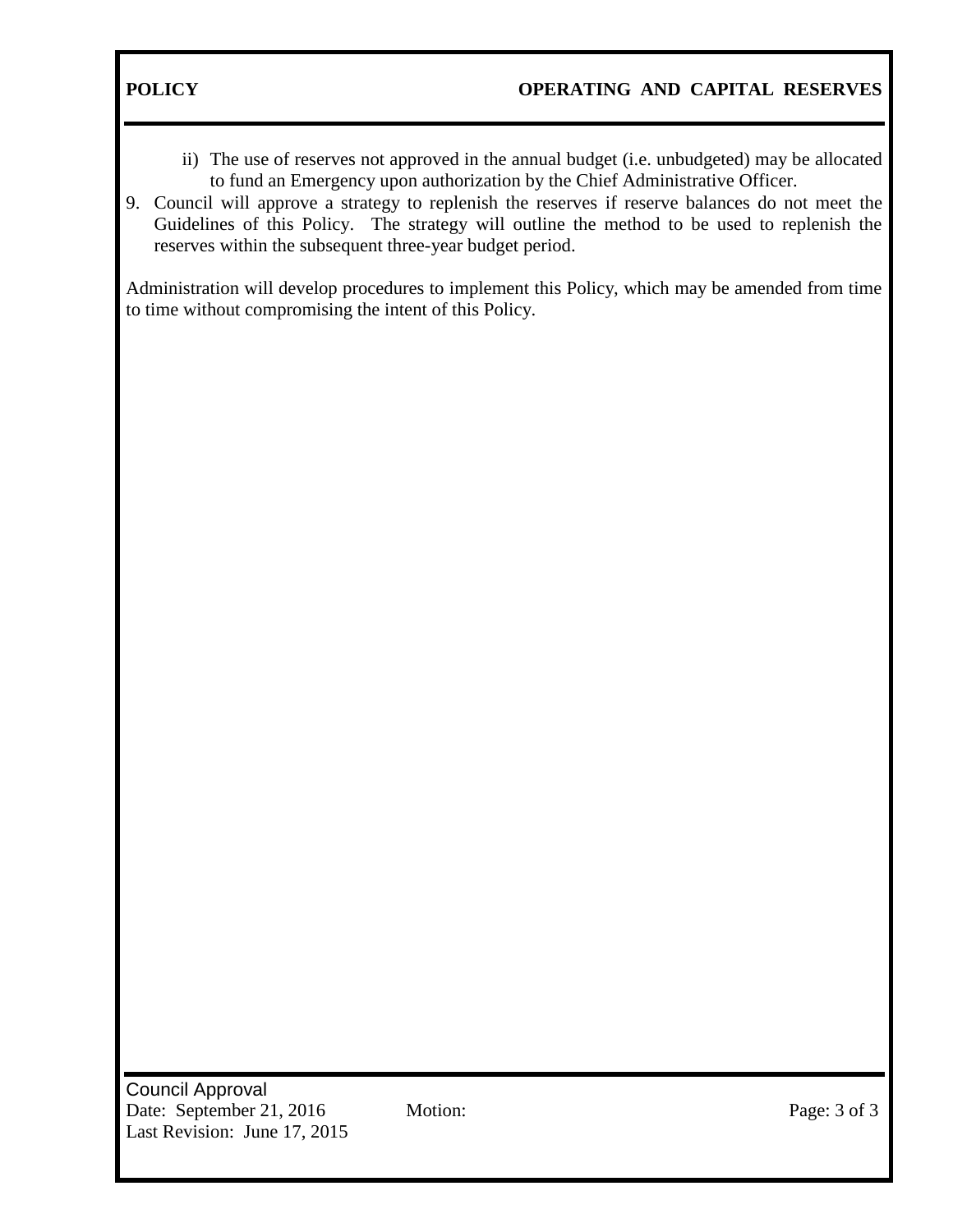ii) The use of reserves not approved in the annual budget (i.e. unbudgeted) may be allocated to fund an Emergency upon authorization by the Chief Administrative Officer.

9. Council will approve a strategy to replenish the reserves if reserve balances do not meet the Guidelines of this Policy. The strategy will outline the method to be used to replenish the reserves within the subsequent three-year budget period.

Administration will develop procedures to implement this Policy, which may be amended from time to time without compromising the intent of this Policy.

Council Approval
Date: September 21, 2016 Motion:
Last Revision: June 17, 2015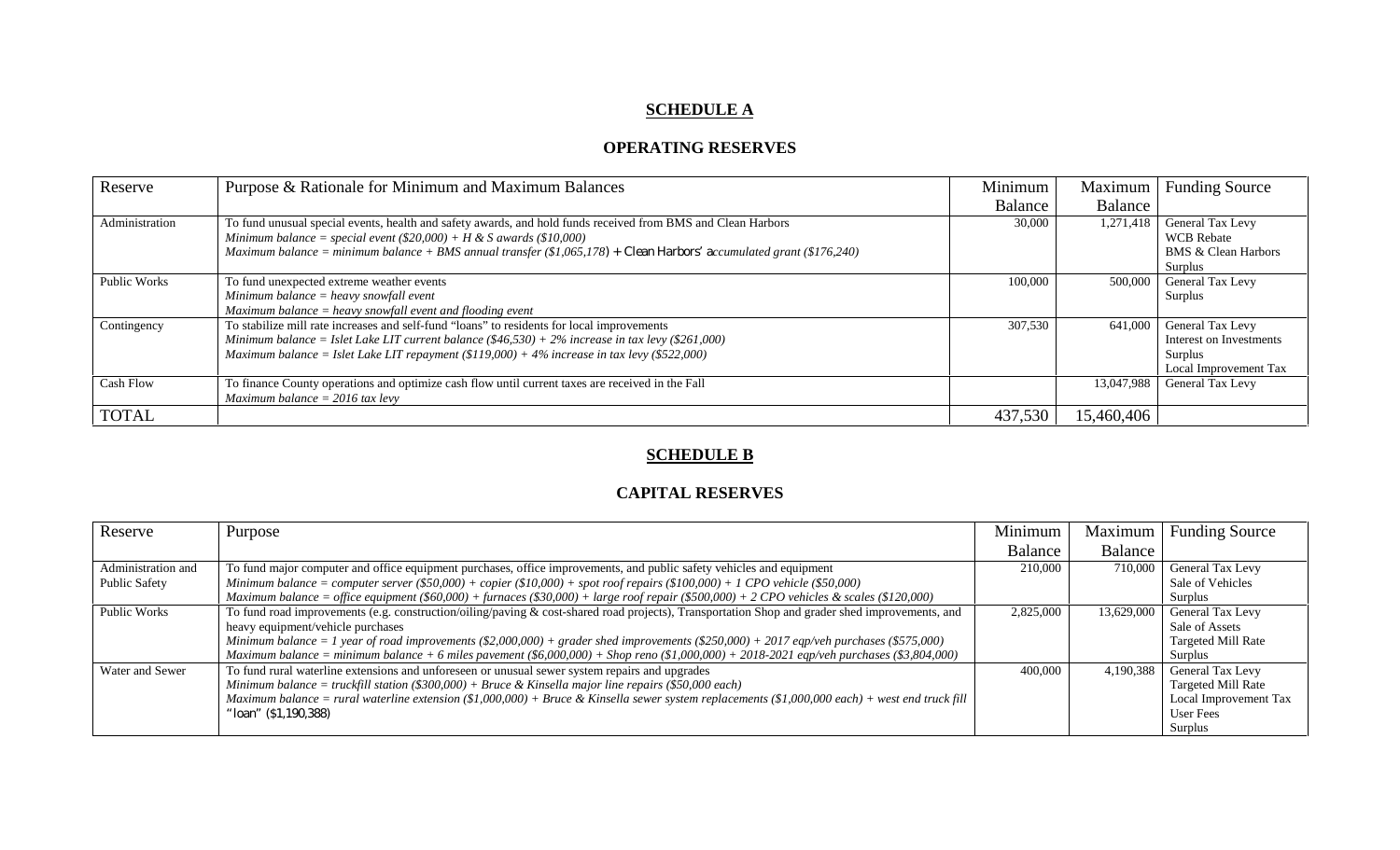## SCHEDULE A

### OPERATING RESERVES

| Reserve | Purpose & Rationale for Minimum and Maximum Balances | Minimum Balance | Maximum Balance | Funding Source |
|---|---|---|---|---|
| Administration | To fund unusual special events, health and safety awards, and hold funds received from BMS and Clean Harbors<br>*Minimum balance = special event ($20,000) + H & S awards ($10,000)*<br>*Maximum balance = minimum balance + BMS annual transfer ($1,065,178) + Clean Harbors' accumulated grant ($176,240)* | 30,000 | 1,271,418 | General Tax Levy<br>WCB Rebate<br>BMS & Clean Harbors<br>Surplus |
| Public Works | To fund unexpected extreme weather events<br>*Minimum balance = heavy snowfall event*<br>*Maximum balance = heavy snowfall event and flooding event* | 100,000 | 500,000 | General Tax Levy<br>Surplus |
| Contingency | To stabilize mill rate increases and self-fund "loans" to residents for local improvements<br>*Minimum balance = Islet Lake LIT current balance ($46,530) + 2% increase in tax levy ($261,000)*<br>*Maximum balance = Islet Lake LIT repayment ($119,000) + 4% increase in tax levy ($522,000)* | 307,530 | 641,000 | General Tax Levy<br>Interest on Investments<br>Surplus<br>Local Improvement Tax |
| Cash Flow | To finance County operations and optimize cash flow until current taxes are received in the Fall<br>*Maximum balance = 2016 tax levy* | | 13,047,988 | General Tax Levy |
| TOTAL | | 437,530 | 15,460,406 | |

## SCHEDULE B

### CAPITAL RESERVES

| Reserve | Purpose | Minimum Balance | Maximum Balance | Funding Source |
|---|---|---|---|---|
| Administration and Public Safety | To fund major computer and office equipment purchases, office improvements, and public safety vehicles and equipment<br>*Minimum balance = computer server ($50,000) + copier ($10,000) + spot roof repairs ($100,000) + 1 CPO vehicle ($50,000)*<br>*Maximum balance = office equipment ($60,000) + furnaces ($30,000) + large roof repair ($500,000) + 2 CPO vehicles & scales ($120,000)* | 210,000 | 710,000 | General Tax Levy<br>Sale of Vehicles<br>Surplus |
| Public Works | To fund road improvements (e.g. construction/oiling/paving & cost-shared road projects), Transportation Shop and grader shed improvements, and heavy equipment/vehicle purchases<br>*Minimum balance = 1 year of road improvements ($2,000,000) + grader shed improvements ($250,000) + 2017 eqp/veh purchases ($575,000)*<br>*Maximum balance = minimum balance + 6 miles pavement ($6,000,000) + Shop reno ($1,000,000) + 2018-2021 eqp/veh purchases ($3,804,000)* | 2,825,000 | 13,629,000 | General Tax Levy<br>Sale of Assets<br>Targeted Mill Rate<br>Surplus |
| Water and Sewer | To fund rural waterline extensions and unforeseen or unusual sewer system repairs and upgrades<br>*Minimum balance = truckfill station ($300,000) + Bruce & Kinsella major line repairs ($50,000 each)*<br>*Maximum balance = rural waterline extension ($1,000,000) + Bruce & Kinsella sewer system replacements ($1,000,000 each) + west end truck fill "loan" ($1,190,388)* | 400,000 | 4,190,388 | General Tax Levy<br>Targeted Mill Rate<br>Local Improvement Tax<br>User Fees<br>Surplus |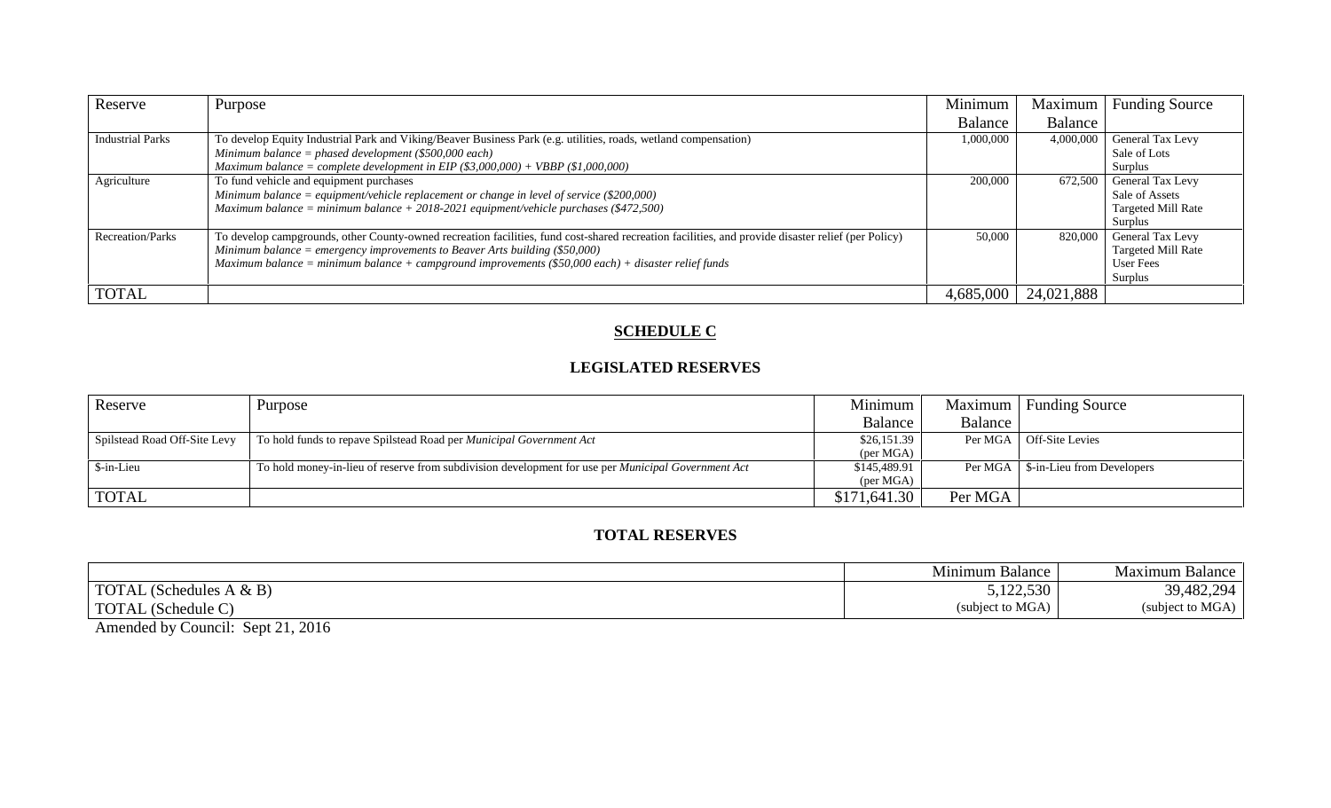| Reserve | Purpose | Minimum Balance | Maximum Balance | Funding Source |
|---|---|---|---|---|
| Industrial Parks | To develop Equity Industrial Park and Viking/Beaver Business Park (e.g. utilities, roads, wetland compensation)<br>*Minimum balance = phased development ($500,000 each)*<br>*Maximum balance = complete development in EIP ($3,000,000) + VBBP ($1,000,000)* | 1,000,000 | 4,000,000 | General Tax Levy<br>Sale of Lots<br>Surplus |
| Agriculture | To fund vehicle and equipment purchases<br>*Minimum balance = equipment/vehicle replacement or change in level of service ($200,000)*<br>*Maximum balance = minimum balance + 2018-2021 equipment/vehicle purchases ($472,500)* | 200,000 | 672,500 | General Tax Levy<br>Sale of Assets<br>Targeted Mill Rate<br>Surplus |
| Recreation/Parks | To develop campgrounds, other County-owned recreation facilities, fund cost-shared recreation facilities, and provide disaster relief (per Policy)<br>*Minimum balance = emergency improvements to Beaver Arts building ($50,000)*<br>*Maximum balance = minimum balance + campground improvements ($50,000 each) + disaster relief funds* | 50,000 | 820,000 | General Tax Levy<br>Targeted Mill Rate<br>User Fees<br>Surplus |
| TOTAL | | 4,685,000 | 24,021,888 | |

## SCHEDULE C

### LEGISLATED RESERVES

| Reserve | Purpose | Minimum Balance | Maximum Balance | Funding Source |
|---|---|---|---|---|
| Spilstead Road Off-Site Levy | To hold funds to repave Spilstead Road per *Municipal Government Act* | $26,151.39 (per MGA) | Per MGA | Off-Site Levies |
| $-in-Lieu | To hold money-in-lieu of reserve from subdivision development for use per *Municipal Government Act* | $145,489.91 (per MGA) | Per MGA | $-in-Lieu from Developers |
| TOTAL | | $171,641.30 | Per MGA | |

### TOTAL RESERVES

| | Minimum Balance | Maximum Balance |
|---|---|---|
| TOTAL (Schedules A & B) | 5,122,530 | 39,482,294 |
| TOTAL (Schedule C) | (subject to MGA) | (subject to MGA) |

Amended by Council: Sept 21, 2016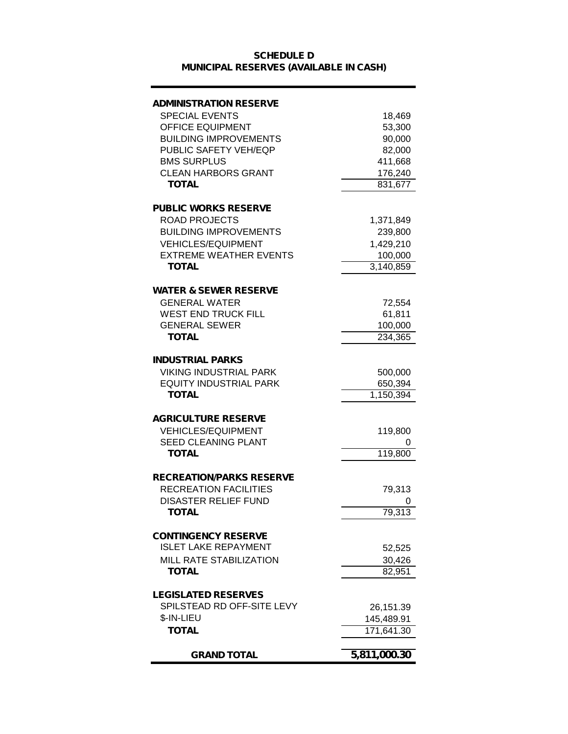# SCHEDULE D
## MUNICIPAL RESERVES (AVAILABLE IN CASH)

| | |
|---|---|
| **ADMINISTRATION RESERVE** | |
| SPECIAL EVENTS | 18,469 |
| OFFICE EQUIPMENT | 53,300 |
| BUILDING IMPROVEMENTS | 90,000 |
| PUBLIC SAFETY VEH/EQP | 82,000 |
| BMS SURPLUS | 411,668 |
| CLEAN HARBORS GRANT | 176,240 |
| **TOTAL** | 831,677 |
| **PUBLIC WORKS RESERVE** | |
| ROAD PROJECTS | 1,371,849 |
| BUILDING IMPROVEMENTS | 239,800 |
| VEHICLES/EQUIPMENT | 1,429,210 |
| EXTREME WEATHER EVENTS | 100,000 |
| **TOTAL** | 3,140,859 |
| **WATER & SEWER RESERVE** | |
| GENERAL WATER | 72,554 |
| WEST END TRUCK FILL | 61,811 |
| GENERAL SEWER | 100,000 |
| **TOTAL** | 234,365 |
| **INDUSTRIAL PARKS** | |
| VIKING INDUSTRIAL PARK | 500,000 |
| EQUITY INDUSTRIAL PARK | 650,394 |
| **TOTAL** | 1,150,394 |
| **AGRICULTURE RESERVE** | |
| VEHICLES/EQUIPMENT | 119,800 |
| SEED CLEANING PLANT | 0 |
| **TOTAL** | 119,800 |
| **RECREATION/PARKS RESERVE** | |
| RECREATION FACILITIES | 79,313 |
| DISASTER RELIEF FUND | 0 |
| **TOTAL** | 79,313 |
| **CONTINGENCY RESERVE** | |
| ISLET LAKE REPAYMENT | 52,525 |
| MILL RATE STABILIZATION | 30,426 |
| **TOTAL** | 82,951 |
| **LEGISLATED RESERVES** | |
| SPILSTEAD RD OFF-SITE LEVY | 26,151.39 |
| $-IN-LIEU | 145,489.91 |
| **TOTAL** | 171,641.30 |
| **GRAND TOTAL** | **5,811,000.30** |